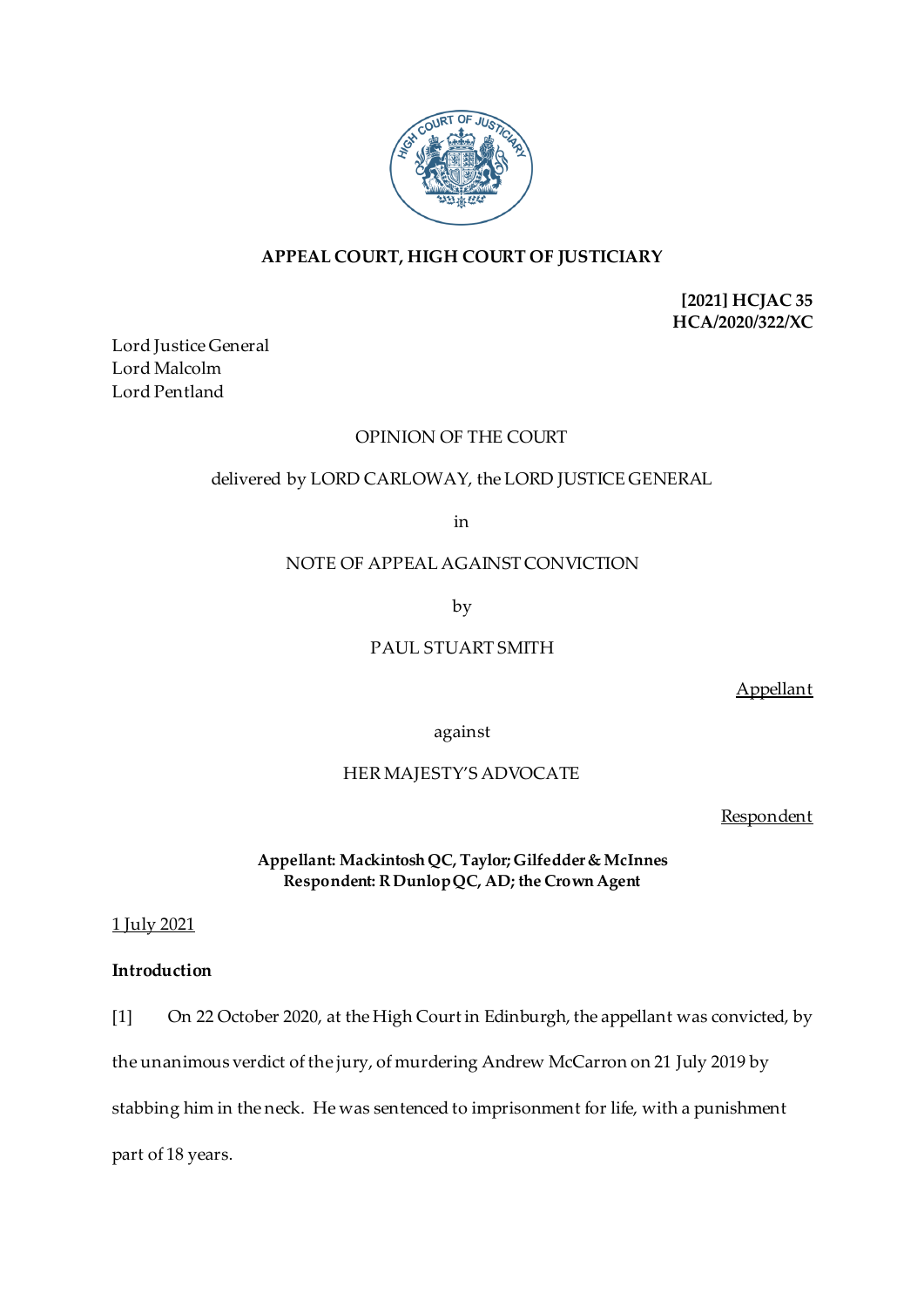**APPEAL COURT, HIGH COURT OF JUSTICIARY**

**[2021] HCJAC 35**
**HCA/2020/322/XC**

Lord Justice General
Lord Malcolm
Lord Pentland

OPINION OF THE COURT

delivered by LORD CARLOWAY, the LORD JUSTICE GENERAL

in

NOTE OF APPEAL AGAINST CONVICTION

by

PAUL STUART SMITH

Appellant

against

HER MAJESTY'S ADVOCATE

Respondent

**Appellant: Mackintosh QC, Taylor; Gilfedder & McInnes**
**Respondent: R Dunlop QC, AD; the Crown Agent**

1 July 2021

**Introduction**

[1] On 22 October 2020, at the High Court in Edinburgh, the appellant was convicted, by the unanimous verdict of the jury, of murdering Andrew McCarron on 21 July 2019 by stabbing him in the neck. He was sentenced to imprisonment for life, with a punishment part of 18 years.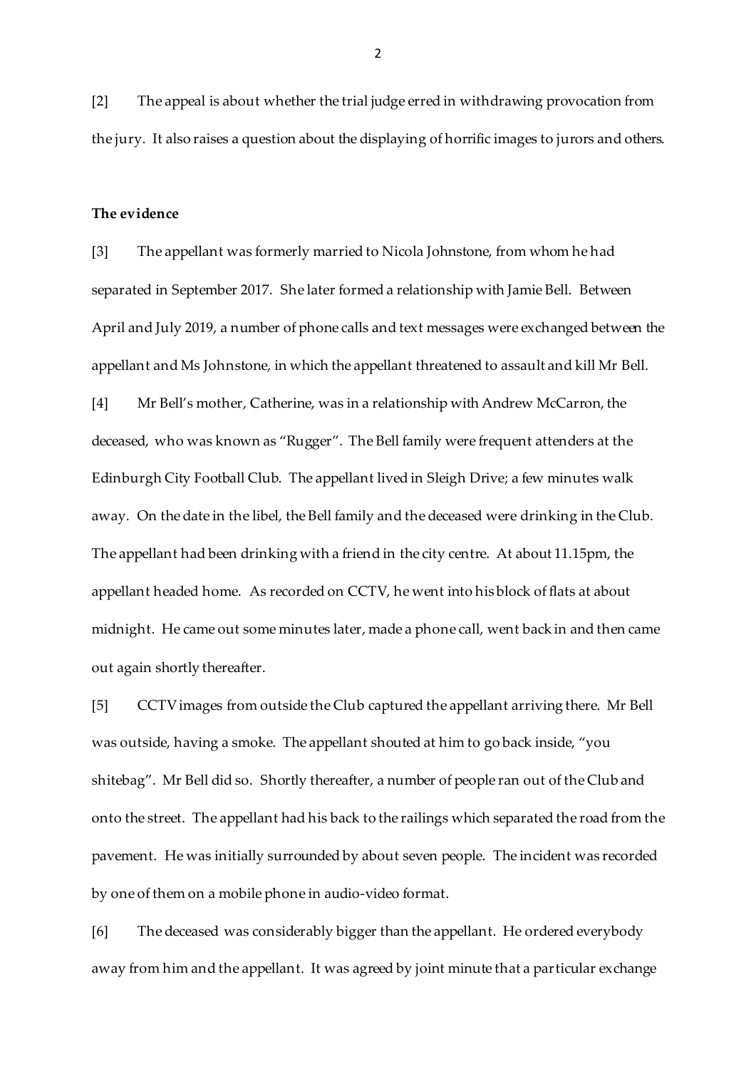[2] The appeal is about whether the trial judge erred in withdrawing provocation from the jury. It also raises a question about the displaying of horrific images to jurors and others.

**The evidence**

[3] The appellant was formerly married to Nicola Johnstone, from whom he had separated in September 2017. She later formed a relationship with Jamie Bell. Between April and July 2019, a number of phone calls and text messages were exchanged between the appellant and Ms Johnstone, in which the appellant threatened to assault and kill Mr Bell.

[4] Mr Bell's mother, Catherine, was in a relationship with Andrew McCarron, the deceased, who was known as "Rugger". The Bell family were frequent attenders at the Edinburgh City Football Club. The appellant lived in Sleigh Drive; a few minutes walk away. On the date in the libel, the Bell family and the deceased were drinking in the Club. The appellant had been drinking with a friend in the city centre. At about 11.15pm, the appellant headed home. As recorded on CCTV, he went into his block of flats at about midnight. He came out some minutes later, made a phone call, went back in and then came out again shortly thereafter.

[5] CCTV images from outside the Club captured the appellant arriving there. Mr Bell was outside, having a smoke. The appellant shouted at him to go back inside, "you shitebag". Mr Bell did so. Shortly thereafter, a number of people ran out of the Club and onto the street. The appellant had his back to the railings which separated the road from the pavement. He was initially surrounded by about seven people. The incident was recorded by one of them on a mobile phone in audio-video format.

[6] The deceased was considerably bigger than the appellant. He ordered everybody away from him and the appellant. It was agreed by joint minute that a particular exchange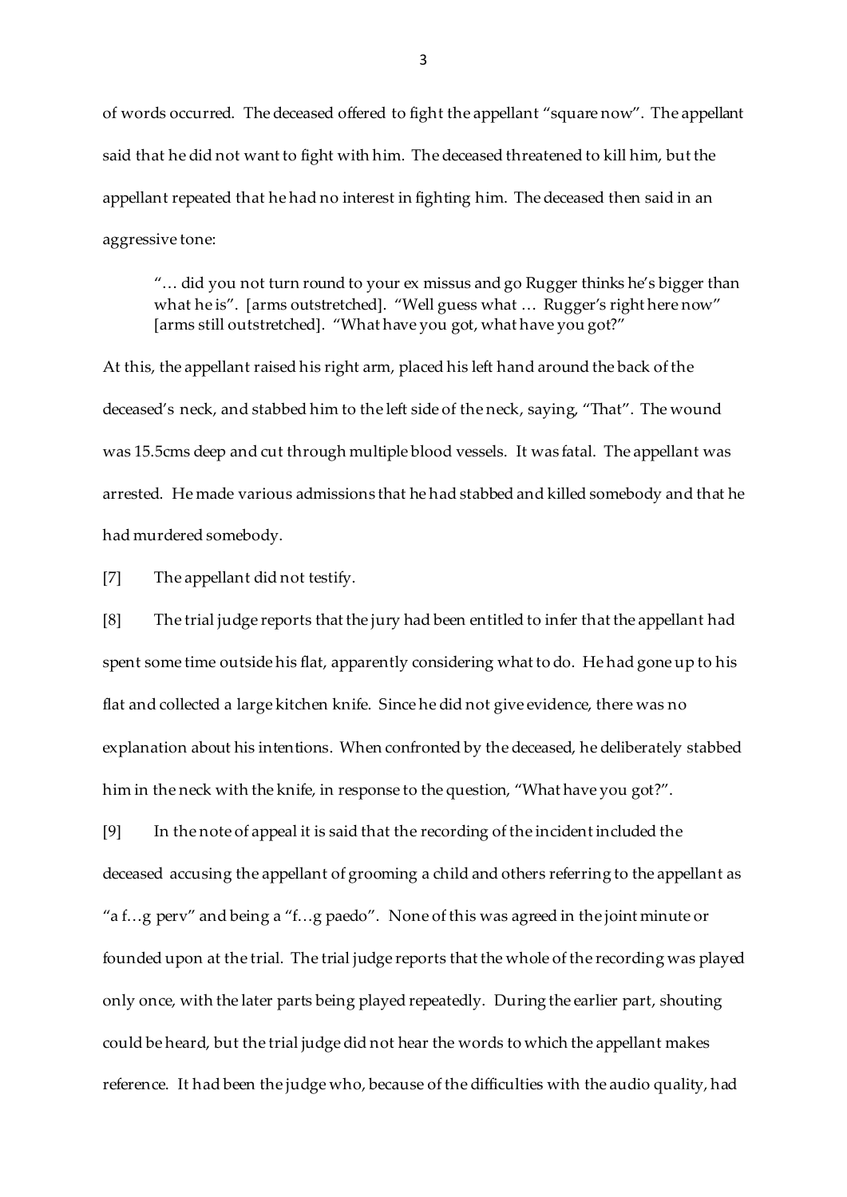of words occurred. The deceased offered to fight the appellant "square now". The appellant said that he did not want to fight with him. The deceased threatened to kill him, but the appellant repeated that he had no interest in fighting him. The deceased then said in an aggressive tone:

> "… did you not turn round to your ex missus and go Rugger thinks he's bigger than what he is". [arms outstretched]. "Well guess what … Rugger's right here now" [arms still outstretched]. "What have you got, what have you got?"

At this, the appellant raised his right arm, placed his left hand around the back of the deceased's neck, and stabbed him to the left side of the neck, saying, "That". The wound was 15.5cms deep and cut through multiple blood vessels. It was fatal. The appellant was arrested. He made various admissions that he had stabbed and killed somebody and that he had murdered somebody.

[7] The appellant did not testify.

[8] The trial judge reports that the jury had been entitled to infer that the appellant had spent some time outside his flat, apparently considering what to do. He had gone up to his flat and collected a large kitchen knife. Since he did not give evidence, there was no explanation about his intentions. When confronted by the deceased, he deliberately stabbed him in the neck with the knife, in response to the question, "What have you got?".

[9] In the note of appeal it is said that the recording of the incident included the deceased accusing the appellant of grooming a child and others referring to the appellant as "a f…g perv" and being a "f…g paedo". None of this was agreed in the joint minute or founded upon at the trial. The trial judge reports that the whole of the recording was played only once, with the later parts being played repeatedly. During the earlier part, shouting could be heard, but the trial judge did not hear the words to which the appellant makes reference. It had been the judge who, because of the difficulties with the audio quality, had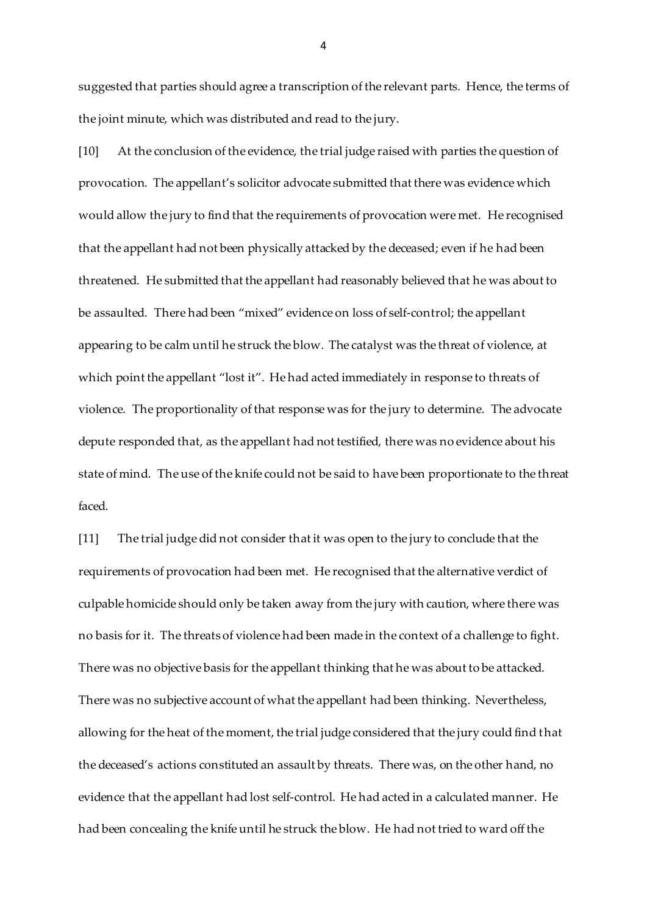suggested that parties should agree a transcription of the relevant parts. Hence, the terms of the joint minute, which was distributed and read to the jury.

[10] At the conclusion of the evidence, the trial judge raised with parties the question of provocation. The appellant's solicitor advocate submitted that there was evidence which would allow the jury to find that the requirements of provocation were met. He recognised that the appellant had not been physically attacked by the deceased; even if he had been threatened. He submitted that the appellant had reasonably believed that he was about to be assaulted. There had been "mixed" evidence on loss of self-control; the appellant appearing to be calm until he struck the blow. The catalyst was the threat of violence, at which point the appellant "lost it". He had acted immediately in response to threats of violence. The proportionality of that response was for the jury to determine. The advocate depute responded that, as the appellant had not testified, there was no evidence about his state of mind. The use of the knife could not be said to have been proportionate to the threat faced.

[11] The trial judge did not consider that it was open to the jury to conclude that the requirements of provocation had been met. He recognised that the alternative verdict of culpable homicide should only be taken away from the jury with caution, where there was no basis for it. The threats of violence had been made in the context of a challenge to fight. There was no objective basis for the appellant thinking that he was about to be attacked. There was no subjective account of what the appellant had been thinking. Nevertheless, allowing for the heat of the moment, the trial judge considered that the jury could find that the deceased's actions constituted an assault by threats. There was, on the other hand, no evidence that the appellant had lost self-control. He had acted in a calculated manner. He had been concealing the knife until he struck the blow. He had not tried to ward off the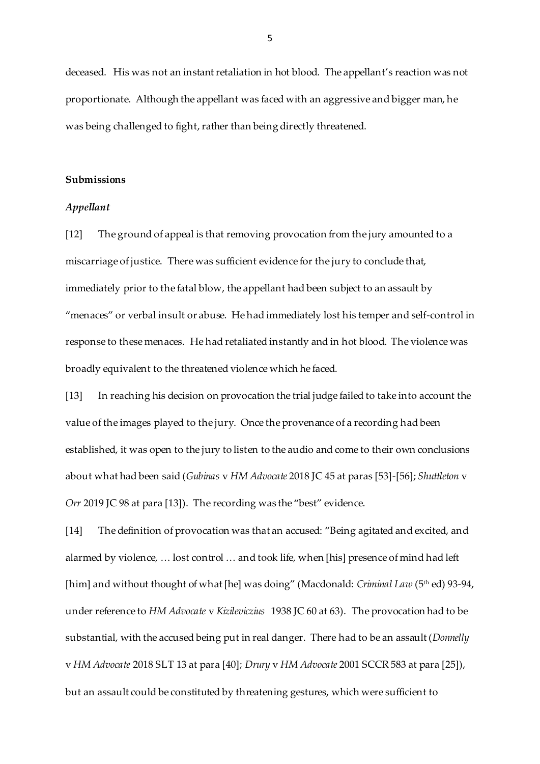deceased. His was not an instant retaliation in hot blood. The appellant's reaction was not proportionate. Although the appellant was faced with an aggressive and bigger man, he was being challenged to fight, rather than being directly threatened.

## Submissions

### *Appellant*

[12] The ground of appeal is that removing provocation from the jury amounted to a miscarriage of justice. There was sufficient evidence for the jury to conclude that, immediately prior to the fatal blow, the appellant had been subject to an assault by "menaces" or verbal insult or abuse. He had immediately lost his temper and self-control in response to these menaces. He had retaliated instantly and in hot blood. The violence was broadly equivalent to the threatened violence which he faced.

[13] In reaching his decision on provocation the trial judge failed to take into account the value of the images played to the jury. Once the provenance of a recording had been established, it was open to the jury to listen to the audio and come to their own conclusions about what had been said (*Gubinas* v *HM Advocate* 2018 JC 45 at paras [53]-[56]; *Shuttleton* v *Orr* 2019 JC 98 at para [13]). The recording was the "best" evidence.

[14] The definition of provocation was that an accused: "Being agitated and excited, and alarmed by violence, … lost control … and took life, when [his] presence of mind had left [him] and without thought of what [he] was doing" (Macdonald: *Criminal Law* (5th ed) 93-94, under reference to *HM Advocate* v *Kizileviczius* 1938 JC 60 at 63). The provocation had to be substantial, with the accused being put in real danger. There had to be an assault (*Donnelly* v *HM Advocate* 2018 SLT 13 at para [40]; *Drury* v *HM Advocate* 2001 SCCR 583 at para [25]), but an assault could be constituted by threatening gestures, which were sufficient to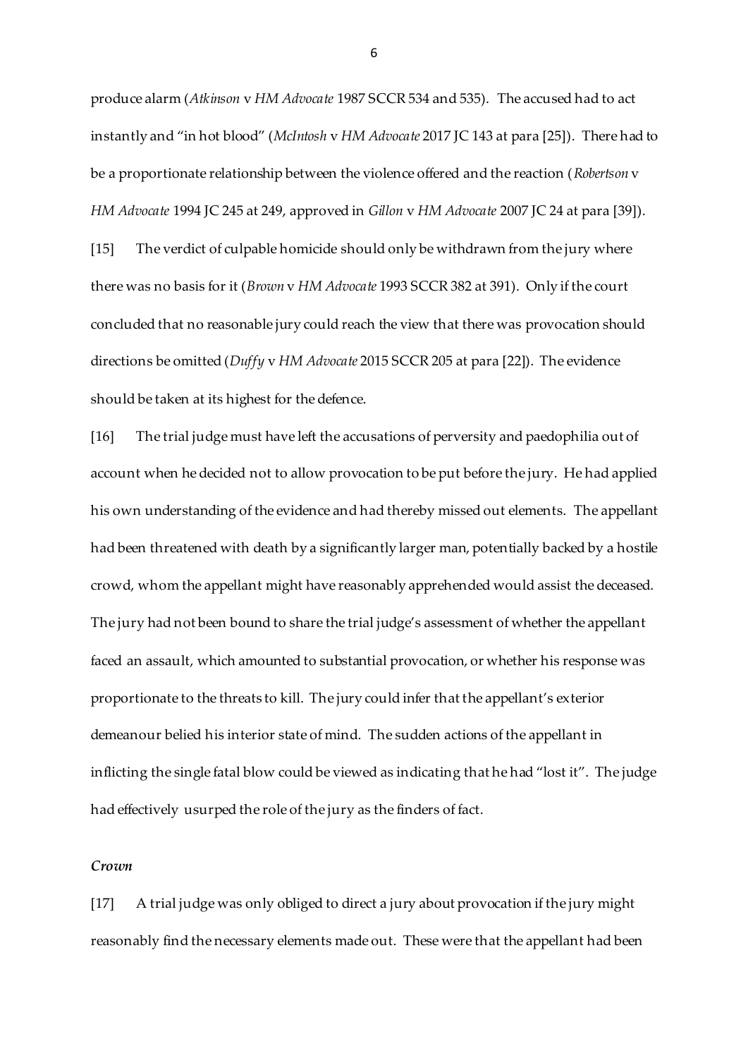produce alarm (*Atkinson* v *HM Advocate* 1987 SCCR 534 and 535). The accused had to act instantly and "in hot blood" (*McIntosh* v *HM Advocate* 2017 JC 143 at para [25]). There had to be a proportionate relationship between the violence offered and the reaction (*Robertson* v *HM Advocate* 1994 JC 245 at 249, approved in *Gillon* v *HM Advocate* 2007 JC 24 at para [39]).

[15] The verdict of culpable homicide should only be withdrawn from the jury where there was no basis for it (*Brown* v *HM Advocate* 1993 SCCR 382 at 391). Only if the court concluded that no reasonable jury could reach the view that there was provocation should directions be omitted (*Duffy* v *HM Advocate* 2015 SCCR 205 at para [22]). The evidence should be taken at its highest for the defence.

[16] The trial judge must have left the accusations of perversity and paedophilia out of account when he decided not to allow provocation to be put before the jury. He had applied his own understanding of the evidence and had thereby missed out elements. The appellant had been threatened with death by a significantly larger man, potentially backed by a hostile crowd, whom the appellant might have reasonably apprehended would assist the deceased. The jury had not been bound to share the trial judge's assessment of whether the appellant faced an assault, which amounted to substantial provocation, or whether his response was proportionate to the threats to kill. The jury could infer that the appellant's exterior demeanour belied his interior state of mind. The sudden actions of the appellant in inflicting the single fatal blow could be viewed as indicating that he had "lost it". The judge had effectively usurped the role of the jury as the finders of fact.

### *Crown*

[17] A trial judge was only obliged to direct a jury about provocation if the jury might reasonably find the necessary elements made out. These were that the appellant had been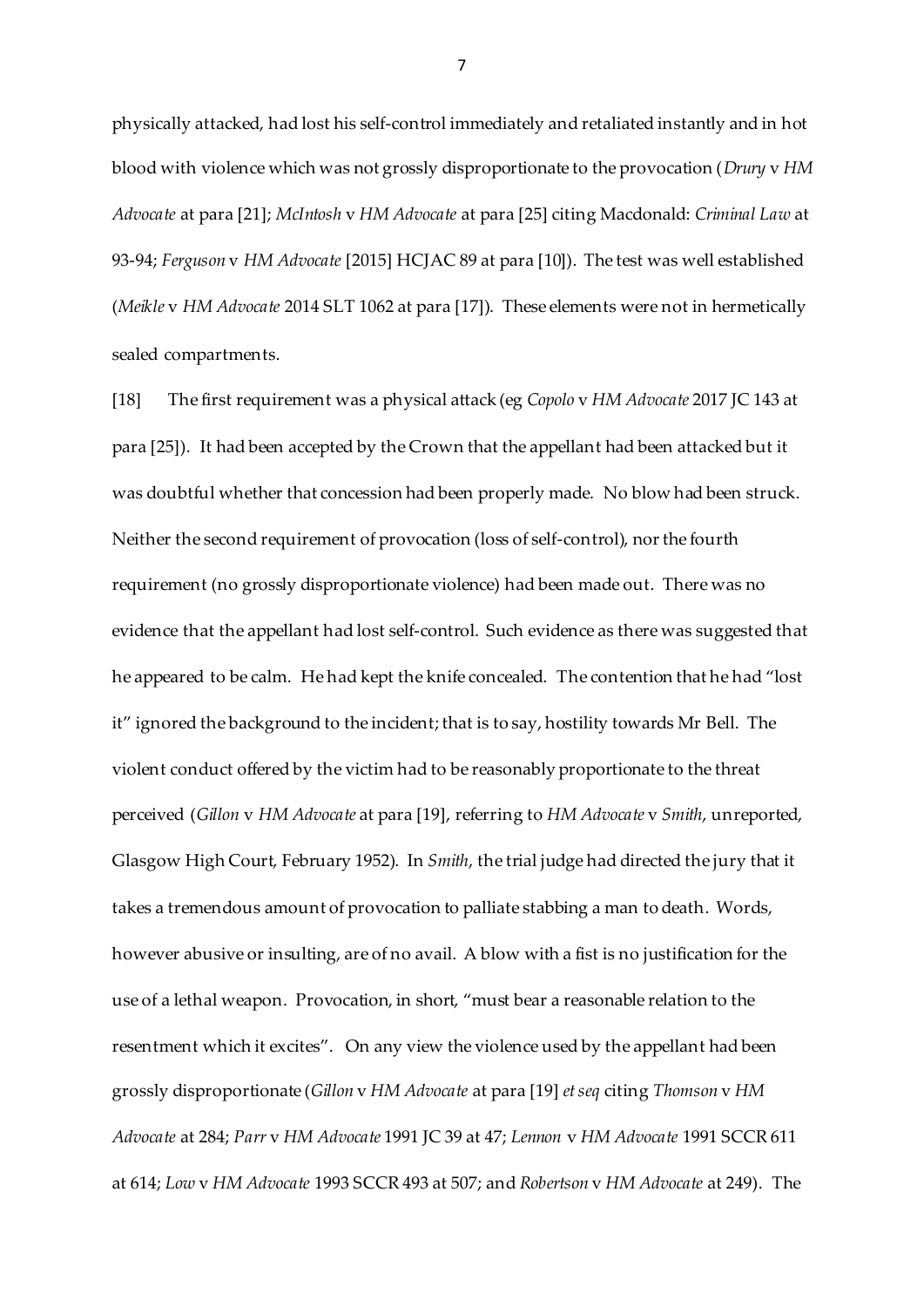physically attacked, had lost his self-control immediately and retaliated instantly and in hot blood with violence which was not grossly disproportionate to the provocation (*Drury* v *HM Advocate* at para [21]; *McIntosh* v *HM Advocate* at para [25] citing Macdonald: *Criminal Law* at 93-94; *Ferguson* v *HM Advocate* [2015] HCJAC 89 at para [10]). The test was well established (*Meikle* v *HM Advocate* 2014 SLT 1062 at para [17]). These elements were not in hermetically sealed compartments.

[18] The first requirement was a physical attack (eg *Copolo* v *HM Advocate* 2017 JC 143 at para [25]). It had been accepted by the Crown that the appellant had been attacked but it was doubtful whether that concession had been properly made. No blow had been struck. Neither the second requirement of provocation (loss of self-control), nor the fourth requirement (no grossly disproportionate violence) had been made out. There was no evidence that the appellant had lost self-control. Such evidence as there was suggested that he appeared to be calm. He had kept the knife concealed. The contention that he had "lost it" ignored the background to the incident; that is to say, hostility towards Mr Bell. The violent conduct offered by the victim had to be reasonably proportionate to the threat perceived (*Gillon* v *HM Advocate* at para [19], referring to *HM Advocate* v *Smith*, unreported, Glasgow High Court, February 1952). In *Smith*, the trial judge had directed the jury that it takes a tremendous amount of provocation to palliate stabbing a man to death. Words, however abusive or insulting, are of no avail. A blow with a fist is no justification for the use of a lethal weapon. Provocation, in short, "must bear a reasonable relation to the resentment which it excites". On any view the violence used by the appellant had been grossly disproportionate (*Gillon* v *HM Advocate* at para [19] *et seq* citing *Thomson* v *HM Advocate* at 284; *Parr* v *HM Advocate* 1991 JC 39 at 47; *Lennon* v *HM Advocate* 1991 SCCR 611 at 614; *Low* v *HM Advocate* 1993 SCCR 493 at 507; and *Robertson* v *HM Advocate* at 249). The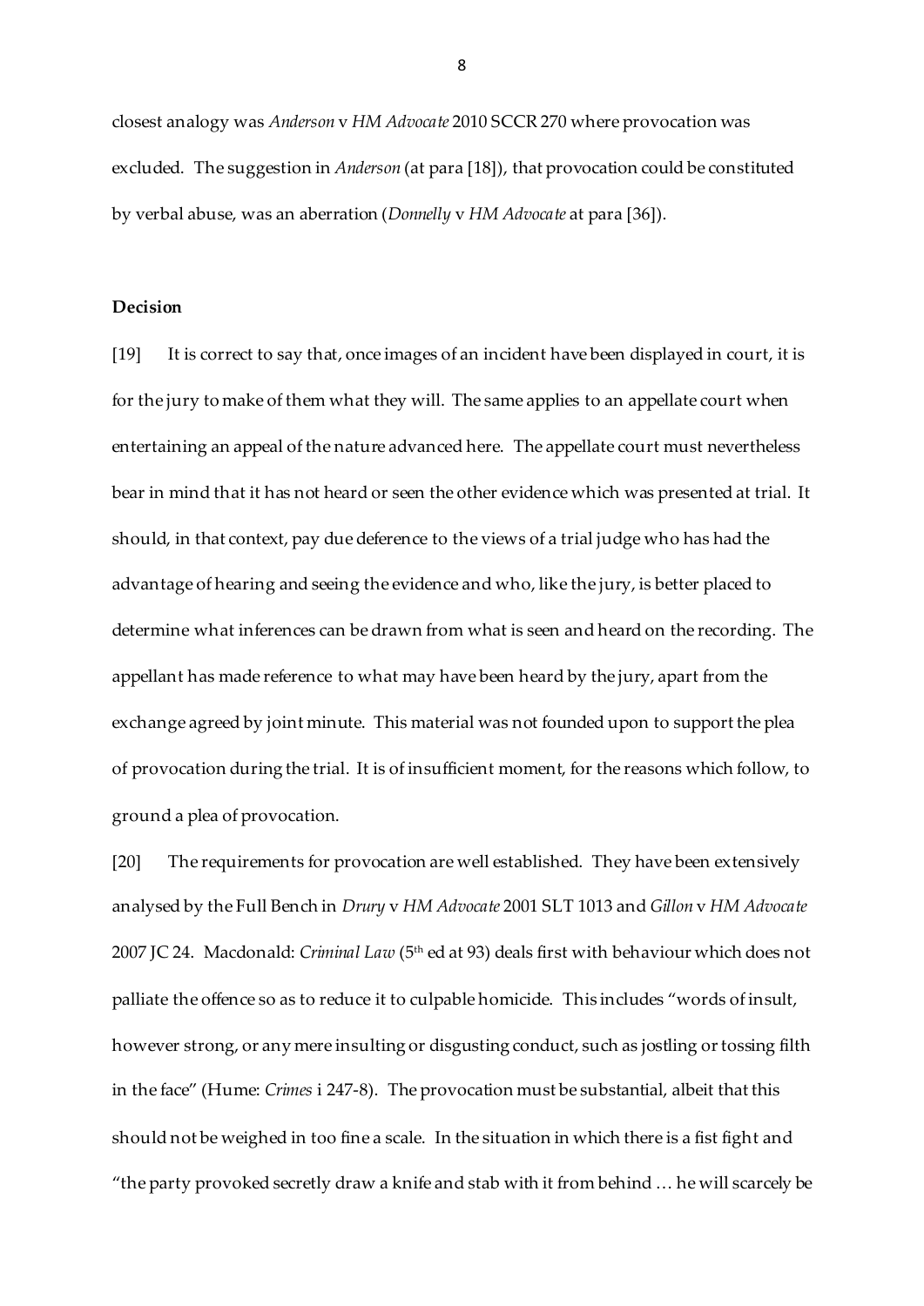closest analogy was *Anderson* v *HM Advocate* 2010 SCCR 270 where provocation was excluded. The suggestion in *Anderson* (at para [18]), that provocation could be constituted by verbal abuse, was an aberration (*Donnelly* v *HM Advocate* at para [36]).

**Decision**

[19] It is correct to say that, once images of an incident have been displayed in court, it is for the jury to make of them what they will. The same applies to an appellate court when entertaining an appeal of the nature advanced here. The appellate court must nevertheless bear in mind that it has not heard or seen the other evidence which was presented at trial. It should, in that context, pay due deference to the views of a trial judge who has had the advantage of hearing and seeing the evidence and who, like the jury, is better placed to determine what inferences can be drawn from what is seen and heard on the recording. The appellant has made reference to what may have been heard by the jury, apart from the exchange agreed by joint minute. This material was not founded upon to support the plea of provocation during the trial. It is of insufficient moment, for the reasons which follow, to ground a plea of provocation.

[20] The requirements for provocation are well established. They have been extensively analysed by the Full Bench in *Drury* v *HM Advocate* 2001 SLT 1013 and *Gillon* v *HM Advocate* 2007 JC 24. Macdonald: *Criminal Law* (5th ed at 93) deals first with behaviour which does not palliate the offence so as to reduce it to culpable homicide. This includes "words of insult, however strong, or any mere insulting or disgusting conduct, such as jostling or tossing filth in the face" (Hume: *Crimes* i 247-8). The provocation must be substantial, albeit that this should not be weighed in too fine a scale. In the situation in which there is a fist fight and "the party provoked secretly draw a knife and stab with it from behind … he will scarcely be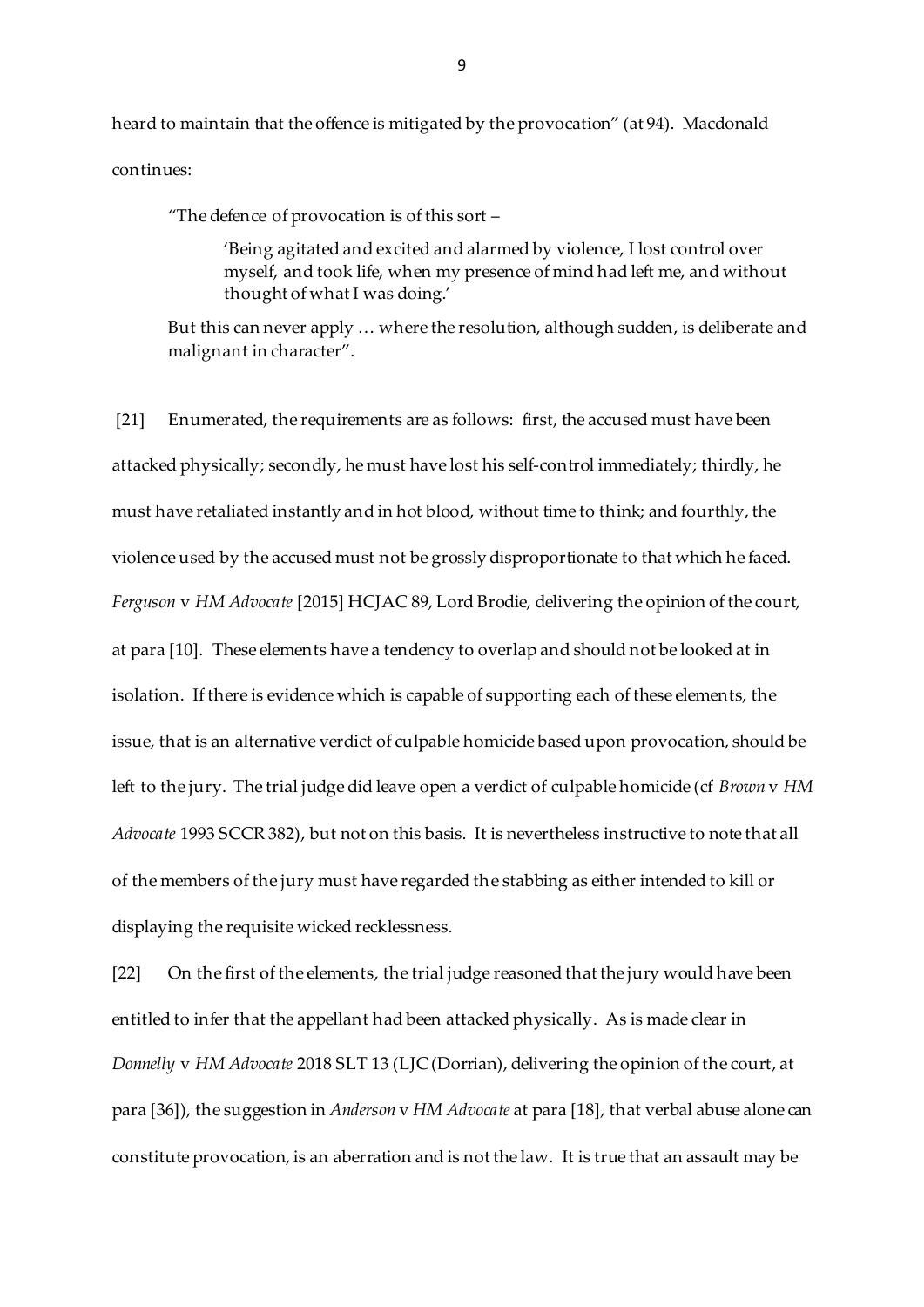heard to maintain that the offence is mitigated by the provocation" (at 94). Macdonald continues:

> "The defence of provocation is of this sort –
>
> > 'Being agitated and excited and alarmed by violence, I lost control over myself, and took life, when my presence of mind had left me, and without thought of what I was doing.'
>
> But this can never apply … where the resolution, although sudden, is deliberate and malignant in character".

[21] Enumerated, the requirements are as follows: first, the accused must have been attacked physically; secondly, he must have lost his self-control immediately; thirdly, he must have retaliated instantly and in hot blood, without time to think; and fourthly, the violence used by the accused must not be grossly disproportionate to that which he faced. *Ferguson* v *HM Advocate* [2015] HCJAC 89, Lord Brodie, delivering the opinion of the court, at para [10]. These elements have a tendency to overlap and should not be looked at in isolation. If there is evidence which is capable of supporting each of these elements, the issue, that is an alternative verdict of culpable homicide based upon provocation, should be left to the jury. The trial judge did leave open a verdict of culpable homicide (cf *Brown* v *HM Advocate* 1993 SCCR 382), but not on this basis. It is nevertheless instructive to note that all of the members of the jury must have regarded the stabbing as either intended to kill or displaying the requisite wicked recklessness.

[22] On the first of the elements, the trial judge reasoned that the jury would have been entitled to infer that the appellant had been attacked physically. As is made clear in *Donnelly* v *HM Advocate* 2018 SLT 13 (LJC (Dorrian), delivering the opinion of the court, at para [36]), the suggestion in *Anderson* v *HM Advocate* at para [18], that verbal abuse alone can constitute provocation, is an aberration and is not the law. It is true that an assault may be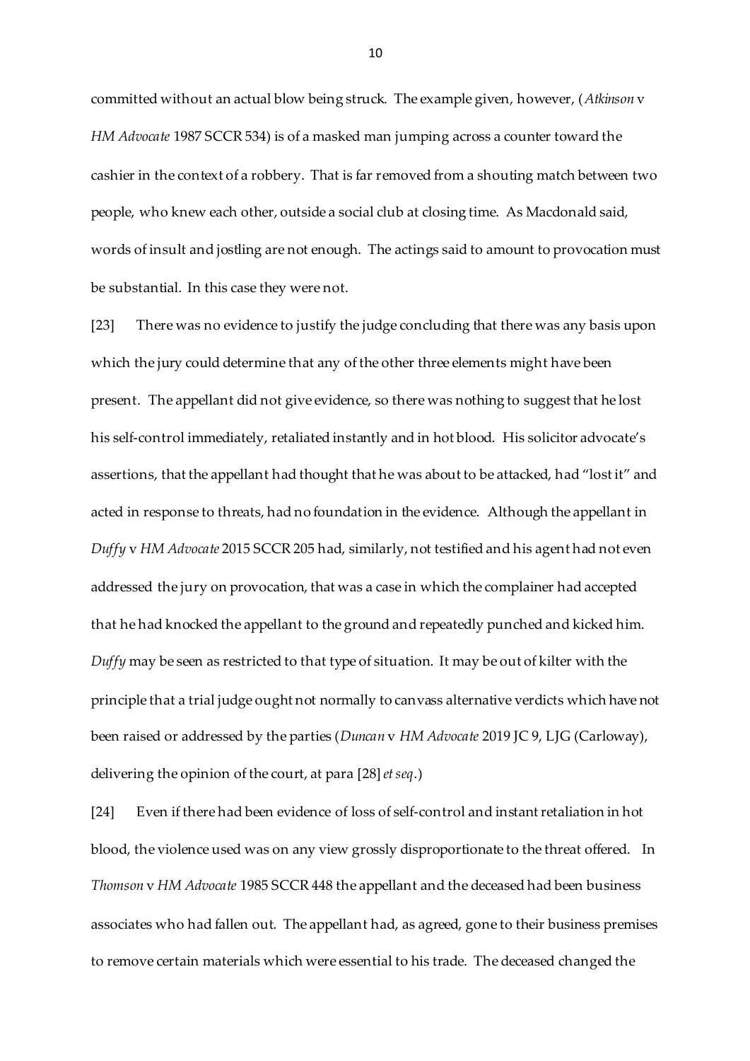committed without an actual blow being struck. The example given, however, (*Atkinson* v *HM Advocate* 1987 SCCR 534) is of a masked man jumping across a counter toward the cashier in the context of a robbery. That is far removed from a shouting match between two people, who knew each other, outside a social club at closing time. As Macdonald said, words of insult and jostling are not enough. The actings said to amount to provocation must be substantial. In this case they were not.

[23] There was no evidence to justify the judge concluding that there was any basis upon which the jury could determine that any of the other three elements might have been present. The appellant did not give evidence, so there was nothing to suggest that he lost his self-control immediately, retaliated instantly and in hot blood. His solicitor advocate's assertions, that the appellant had thought that he was about to be attacked, had "lost it" and acted in response to threats, had no foundation in the evidence. Although the appellant in *Duffy* v *HM Advocate* 2015 SCCR 205 had, similarly, not testified and his agent had not even addressed the jury on provocation, that was a case in which the complainer had accepted that he had knocked the appellant to the ground and repeatedly punched and kicked him. *Duffy* may be seen as restricted to that type of situation. It may be out of kilter with the principle that a trial judge ought not normally to canvass alternative verdicts which have not been raised or addressed by the parties (*Duncan* v *HM Advocate* 2019 JC 9, LJG (Carloway), delivering the opinion of the court, at para [28] *et seq*.)

[24] Even if there had been evidence of loss of self-control and instant retaliation in hot blood, the violence used was on any view grossly disproportionate to the threat offered. In *Thomson* v *HM Advocate* 1985 SCCR 448 the appellant and the deceased had been business associates who had fallen out. The appellant had, as agreed, gone to their business premises to remove certain materials which were essential to his trade. The deceased changed the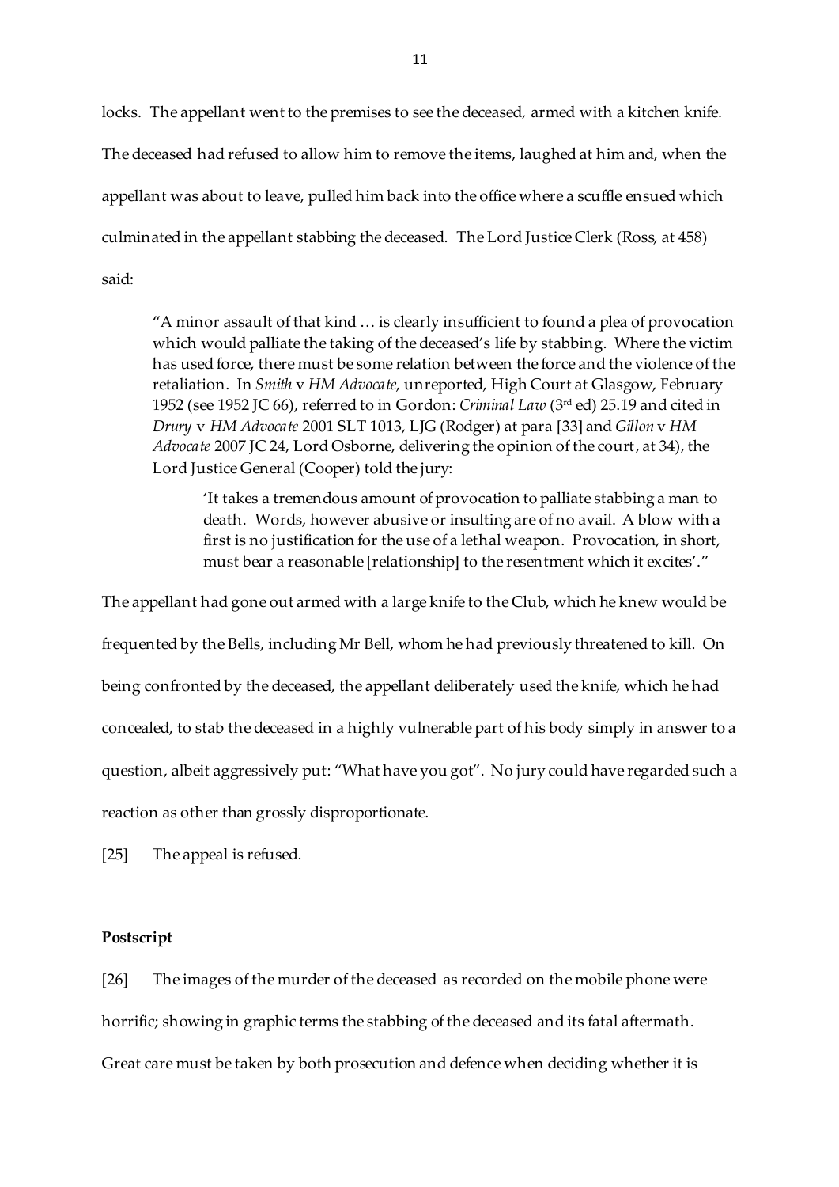locks. The appellant went to the premises to see the deceased, armed with a kitchen knife. The deceased had refused to allow him to remove the items, laughed at him and, when the appellant was about to leave, pulled him back into the office where a scuffle ensued which culminated in the appellant stabbing the deceased. The Lord Justice Clerk (Ross, at 458) said:

> "A minor assault of that kind … is clearly insufficient to found a plea of provocation which would palliate the taking of the deceased's life by stabbing. Where the victim has used force, there must be some relation between the force and the violence of the retaliation. In *Smith* v *HM Advocate*, unreported, High Court at Glasgow, February 1952 (see 1952 JC 66), referred to in Gordon: *Criminal Law* (3rd ed) 25.19 and cited in *Drury* v *HM Advocate* 2001 SLT 1013, LJG (Rodger) at para [33] and *Gillon* v *HM Advocate* 2007 JC 24, Lord Osborne, delivering the opinion of the court, at 34), the Lord Justice General (Cooper) told the jury:
>
> > 'It takes a tremendous amount of provocation to palliate stabbing a man to death. Words, however abusive or insulting are of no avail. A blow with a first is no justification for the use of a lethal weapon. Provocation, in short, must bear a reasonable [relationship] to the resentment which it excites'."

The appellant had gone out armed with a large knife to the Club, which he knew would be frequented by the Bells, including Mr Bell, whom he had previously threatened to kill. On being confronted by the deceased, the appellant deliberately used the knife, which he had concealed, to stab the deceased in a highly vulnerable part of his body simply in answer to a question, albeit aggressively put: "What have you got". No jury could have regarded such a reaction as other than grossly disproportionate.

[25] The appeal is refused.

**Postscript**

[26] The images of the murder of the deceased as recorded on the mobile phone were horrific; showing in graphic terms the stabbing of the deceased and its fatal aftermath. Great care must be taken by both prosecution and defence when deciding whether it is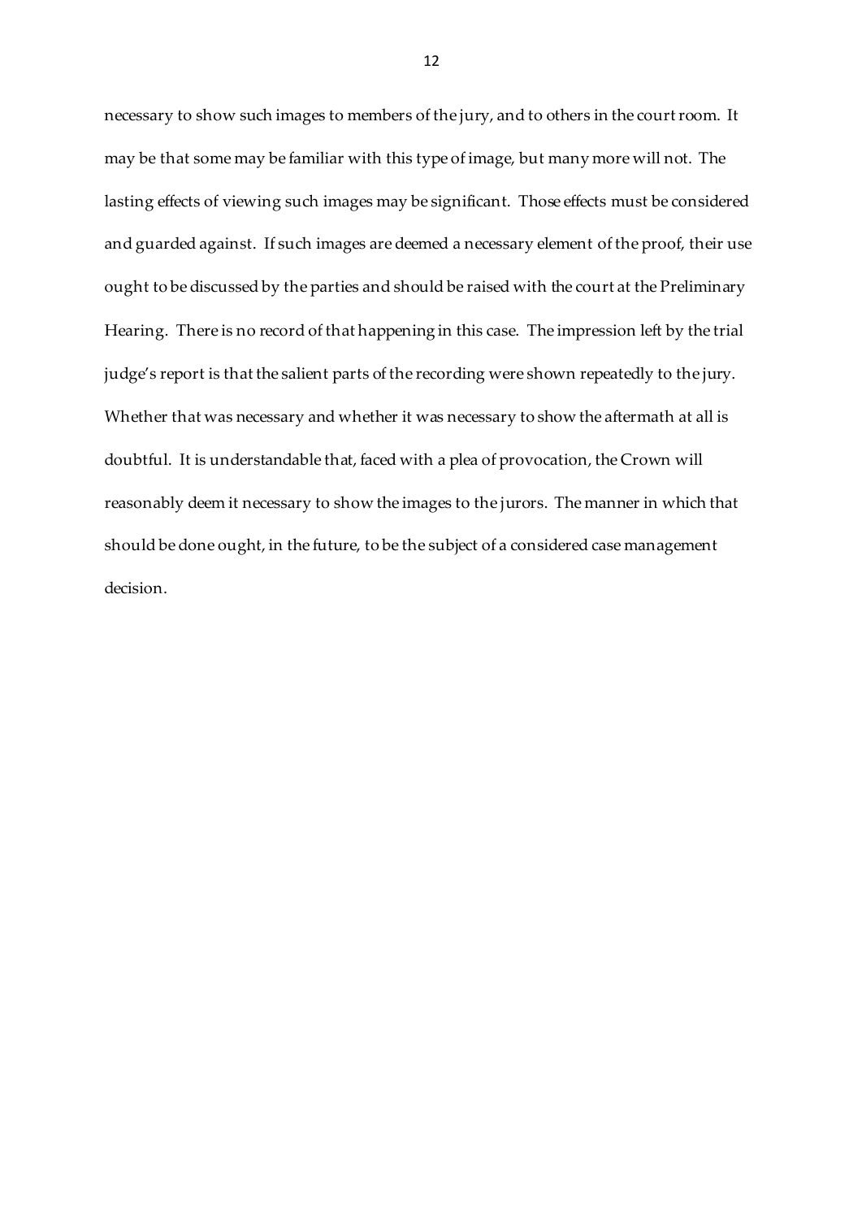necessary to show such images to members of the jury, and to others in the court room. It may be that some may be familiar with this type of image, but many more will not. The lasting effects of viewing such images may be significant. Those effects must be considered and guarded against. If such images are deemed a necessary element of the proof, their use ought to be discussed by the parties and should be raised with the court at the Preliminary Hearing. There is no record of that happening in this case. The impression left by the trial judge's report is that the salient parts of the recording were shown repeatedly to the jury. Whether that was necessary and whether it was necessary to show the aftermath at all is doubtful. It is understandable that, faced with a plea of provocation, the Crown will reasonably deem it necessary to show the images to the jurors. The manner in which that should be done ought, in the future, to be the subject of a considered case management decision.